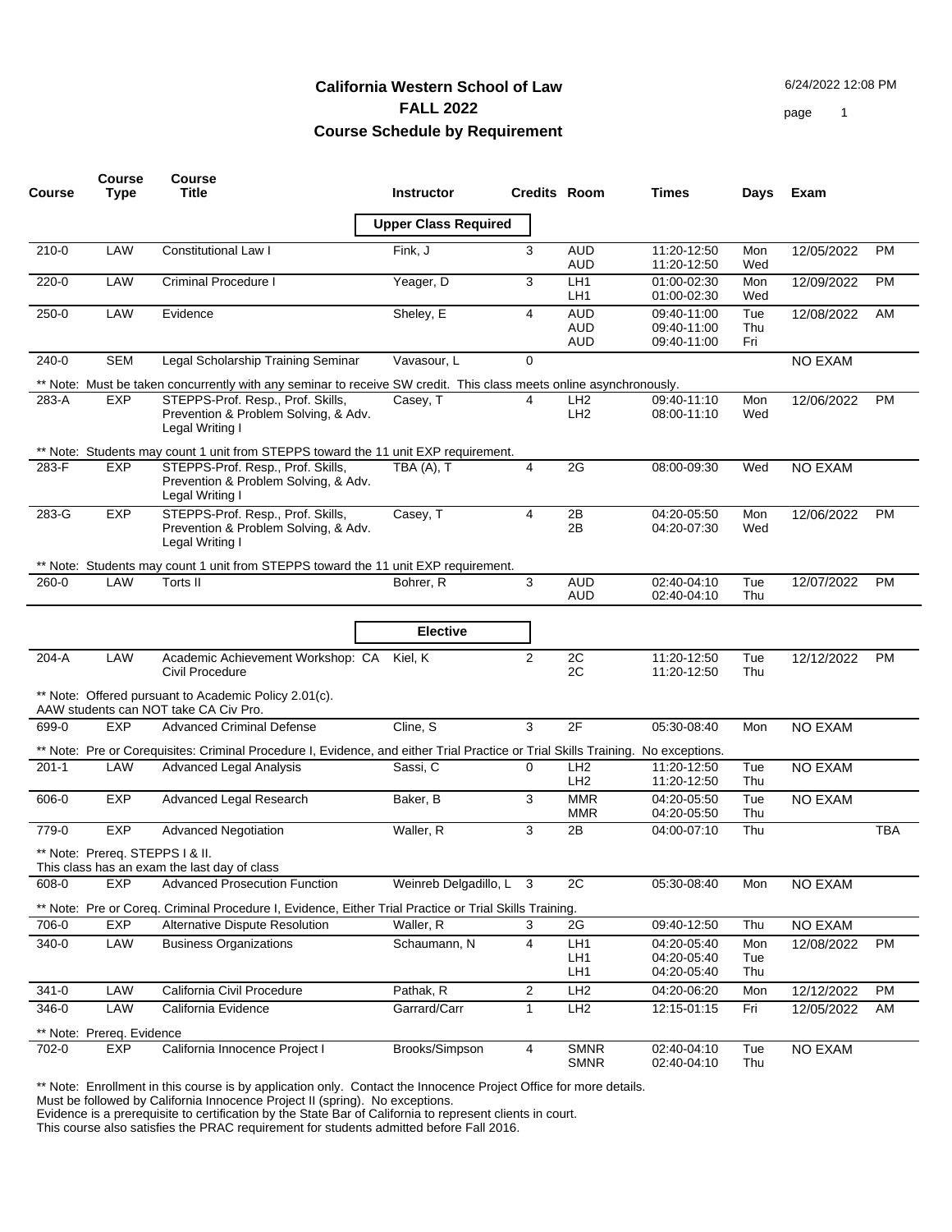# California Western School of Law

## FALL 2022

## Course Schedule by Requirement

6/24/2022 12:08 PM

| Course | Course Type | Course Title | Instructor | Credits | Room | Times | Days | Exam | |
|---|---|---|---|---|---|---|---|---|---|
| | | | **Upper Class Required** | | | | | | |
| 210-0 | LAW | Constitutional Law I | Fink, J | 3 | AUD<br>AUD | 11:20-12:50<br>11:20-12:50 | Mon<br>Wed | 12/05/2022 | PM |
| 220-0 | LAW | Criminal Procedure I | Yeager, D | 3 | LH1<br>LH1 | 01:00-02:30<br>01:00-02:30 | Mon<br>Wed | 12/09/2022 | PM |
| 250-0 | LAW | Evidence | Sheley, E | 4 | AUD<br>AUD<br>AUD | 09:40-11:00<br>09:40-11:00<br>09:40-11:00 | Tue<br>Thu<br>Fri | 12/08/2022 | AM |
| 240-0 | SEM | Legal Scholarship Training Seminar | Vavasour, L | 0 | | | | NO EXAM | |
| ** Note: Must be taken concurrently with any seminar to receive SW credit. This class meets online asynchronously. | | | | | | | | | |
| 283-A | EXP | STEPPS-Prof. Resp., Prof. Skills, Prevention & Problem Solving, & Adv. Legal Writing I | Casey, T | 4 | LH2<br>LH2 | 09:40-11:10<br>08:00-11:10 | Mon<br>Wed | 12/06/2022 | PM |
| ** Note: Students may count 1 unit from STEPPS toward the 11 unit EXP requirement. | | | | | | | | | |
| 283-F | EXP | STEPPS-Prof. Resp., Prof. Skills, Prevention & Problem Solving, & Adv. Legal Writing I | TBA (A), T | 4 | 2G | 08:00-09:30 | Wed | NO EXAM | |
| 283-G | EXP | STEPPS-Prof. Resp., Prof. Skills, Prevention & Problem Solving, & Adv. Legal Writing I | Casey, T | 4 | 2B<br>2B | 04:20-05:50<br>04:20-07:30 | Mon<br>Wed | 12/06/2022 | PM |
| ** Note: Students may count 1 unit from STEPPS toward the 11 unit EXP requirement. | | | | | | | | | |
| 260-0 | LAW | Torts II | Bohrer, R | 3 | AUD<br>AUD | 02:40-04:10<br>02:40-04:10 | Tue<br>Thu | 12/07/2022 | PM |
| | | | **Elective** | | | | | | |
| 204-A | LAW | Academic Achievement Workshop: CA Civil Procedure | Kiel, K | 2 | 2C<br>2C | 11:20-12:50<br>11:20-12:50 | Tue<br>Thu | 12/12/2022 | PM |
| ** Note: Offered pursuant to Academic Policy 2.01(c). AAW students can NOT take CA Civ Pro. | | | | | | | | | |
| 699-0 | EXP | Advanced Criminal Defense | Cline, S | 3 | 2F | 05:30-08:40 | Mon | NO EXAM | |
| ** Note: Pre or Corequisites: Criminal Procedure I, Evidence, and either Trial Practice or Trial Skills Training. No exceptions. | | | | | | | | | |
| 201-1 | LAW | Advanced Legal Analysis | Sassi, C | 0 | LH2<br>LH2 | 11:20-12:50<br>11:20-12:50 | Tue<br>Thu | NO EXAM | |
| 606-0 | EXP | Advanced Legal Research | Baker, B | 3 | MMR<br>MMR | 04:20-05:50<br>04:20-05:50 | Tue<br>Thu | NO EXAM | |
| 779-0 | EXP | Advanced Negotiation | Waller, R | 3 | 2B | 04:00-07:10 | Thu | | TBA |
| ** Note: Prereq. STEPPS I & II. This class has an exam the last day of class | | | | | | | | | |
| 608-0 | EXP | Advanced Prosecution Function | Weinreb Delgadillo, L | 3 | 2C | 05:30-08:40 | Mon | NO EXAM | |
| ** Note: Pre or Coreq. Criminal Procedure I, Evidence, Either Trial Practice or Trial Skills Training. | | | | | | | | | |
| 706-0 | EXP | Alternative Dispute Resolution | Waller, R | 3 | 2G | 09:40-12:50 | Thu | NO EXAM | |
| 340-0 | LAW | Business Organizations | Schaumann, N | 4 | LH1<br>LH1<br>LH1 | 04:20-05:40<br>04:20-05:40<br>04:20-05:40 | Mon<br>Tue<br>Thu | 12/08/2022 | PM |
| 341-0 | LAW | California Civil Procedure | Pathak, R | 2 | LH2 | 04:20-06:20 | Mon | 12/12/2022 | PM |
| 346-0 | LAW | California Evidence | Garrard/Carr | 1 | LH2 | 12:15-01:15 | Fri | 12/05/2022 | AM |
| ** Note: Prereq. Evidence | | | | | | | | | |
| 702-0 | EXP | California Innocence Project I | Brooks/Simpson | 4 | SMNR<br>SMNR | 02:40-04:10<br>02:40-04:10 | Tue<br>Thu | NO EXAM | |
| ** Note: Enrollment in this course is by application only. Contact the Innocence Project Office for more details. Must be followed by California Innocence Project II (spring). No exceptions. Evidence is a prerequisite to certification by the State Bar of California to represent clients in court. This course also satisfies the PRAC requirement for students admitted before Fall 2016. | | | | | | | | | |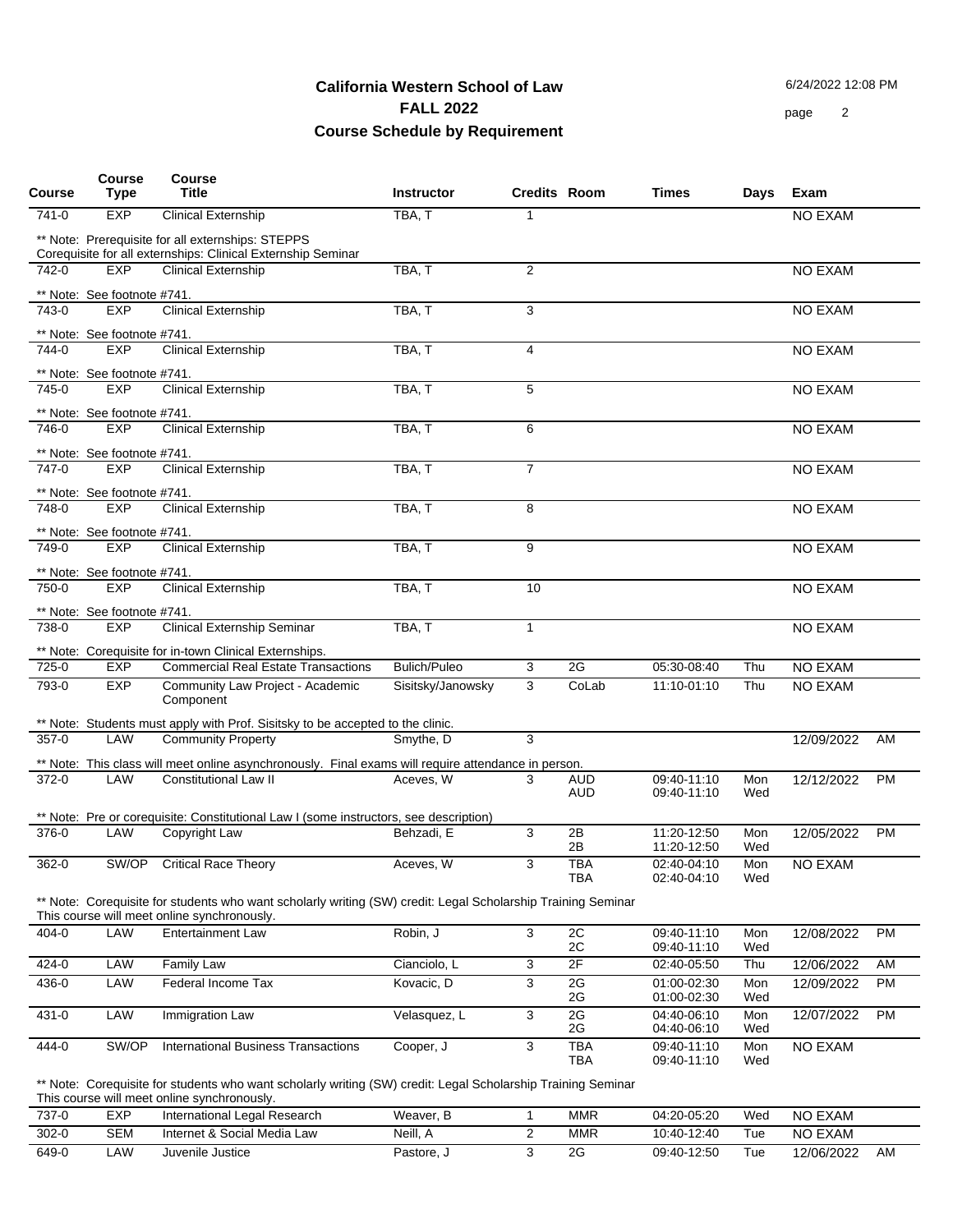# California Western School of Law

## FALL 2022

## Course Schedule by Requirement

6/24/2022 12:08 PM

| Course | Course Type | Course Title | Instructor | Credits | Room | Times | Days | Exam | |
|---|---|---|---|---|---|---|---|---|---|
| 741-0 | EXP | Clinical Externship | TBA, T | 1 | | | | NO EXAM | |
| ** Note: Prerequisite for all externships: STEPPS Corequisite for all externships: Clinical Externship Seminar | | | | | | | | | |
| 742-0 | EXP | Clinical Externship | TBA, T | 2 | | | | NO EXAM | |
| ** Note: See footnote #741. | | | | | | | | | |
| 743-0 | EXP | Clinical Externship | TBA, T | 3 | | | | NO EXAM | |
| ** Note: See footnote #741. | | | | | | | | | |
| 744-0 | EXP | Clinical Externship | TBA, T | 4 | | | | NO EXAM | |
| ** Note: See footnote #741. | | | | | | | | | |
| 745-0 | EXP | Clinical Externship | TBA, T | 5 | | | | NO EXAM | |
| ** Note: See footnote #741. | | | | | | | | | |
| 746-0 | EXP | Clinical Externship | TBA, T | 6 | | | | NO EXAM | |
| ** Note: See footnote #741. | | | | | | | | | |
| 747-0 | EXP | Clinical Externship | TBA, T | 7 | | | | NO EXAM | |
| ** Note: See footnote #741. | | | | | | | | | |
| 748-0 | EXP | Clinical Externship | TBA, T | 8 | | | | NO EXAM | |
| ** Note: See footnote #741. | | | | | | | | | |
| 749-0 | EXP | Clinical Externship | TBA, T | 9 | | | | NO EXAM | |
| ** Note: See footnote #741. | | | | | | | | | |
| 750-0 | EXP | Clinical Externship | TBA, T | 10 | | | | NO EXAM | |
| ** Note: See footnote #741. | | | | | | | | | |
| 738-0 | EXP | Clinical Externship Seminar | TBA, T | 1 | | | | NO EXAM | |
| ** Note: Corequisite for in-town Clinical Externships. | | | | | | | | | |
| 725-0 | EXP | Commercial Real Estate Transactions | Bulich/Puleo | 3 | 2G | 05:30-08:40 | Thu | NO EXAM | |
| 793-0 | EXP | Community Law Project - Academic Component | Sisitsky/Janowsky | 3 | CoLab | 11:10-01:10 | Thu | NO EXAM | |
| ** Note: Students must apply with Prof. Sisitsky to be accepted to the clinic. | | | | | | | | | |
| 357-0 | LAW | Community Property | Smythe, D | 3 | | | | 12/09/2022 | AM |
| ** Note: This class will meet online asynchronously. Final exams will require attendance in person. | | | | | | | | | |
| 372-0 | LAW | Constitutional Law II | Aceves, W | 3 | AUD<br>AUD | 09:40-11:10<br>09:40-11:10 | Mon<br>Wed | 12/12/2022 | PM |
| ** Note: Pre or corequisite: Constitutional Law I (some instructors, see description) | | | | | | | | | |
| 376-0 | LAW | Copyright Law | Behzadi, E | 3 | 2B<br>2B | 11:20-12:50<br>11:20-12:50 | Mon<br>Wed | 12/05/2022 | PM |
| 362-0 | SW/OP | Critical Race Theory | Aceves, W | 3 | TBA<br>TBA | 02:40-04:10<br>02:40-04:10 | Mon<br>Wed | NO EXAM | |
| ** Note: Corequisite for students who want scholarly writing (SW) credit: Legal Scholarship Training Seminar This course will meet online synchronously. | | | | | | | | | |
| 404-0 | LAW | Entertainment Law | Robin, J | 3 | 2C<br>2C | 09:40-11:10<br>09:40-11:10 | Mon<br>Wed | 12/08/2022 | PM |
| 424-0 | LAW | Family Law | Cianciolo, L | 3 | 2F | 02:40-05:50 | Thu | 12/06/2022 | AM |
| 436-0 | LAW | Federal Income Tax | Kovacic, D | 3 | 2G<br>2G | 01:00-02:30<br>01:00-02:30 | Mon<br>Wed | 12/09/2022 | PM |
| 431-0 | LAW | Immigration Law | Velasquez, L | 3 | 2G<br>2G | 04:40-06:10<br>04:40-06:10 | Mon<br>Wed | 12/07/2022 | PM |
| 444-0 | SW/OP | International Business Transactions | Cooper, J | 3 | TBA<br>TBA | 09:40-11:10<br>09:40-11:10 | Mon<br>Wed | NO EXAM | |
| ** Note: Corequisite for students who want scholarly writing (SW) credit: Legal Scholarship Training Seminar This course will meet online synchronously. | | | | | | | | | |
| 737-0 | EXP | International Legal Research | Weaver, B | 1 | MMR | 04:20-05:20 | Wed | NO EXAM | |
| 302-0 | SEM | Internet & Social Media Law | Neill, A | 2 | MMR | 10:40-12:40 | Tue | NO EXAM | |
| 649-0 | LAW | Juvenile Justice | Pastore, J | 3 | 2G | 09:40-12:50 | Tue | 12/06/2022 | AM |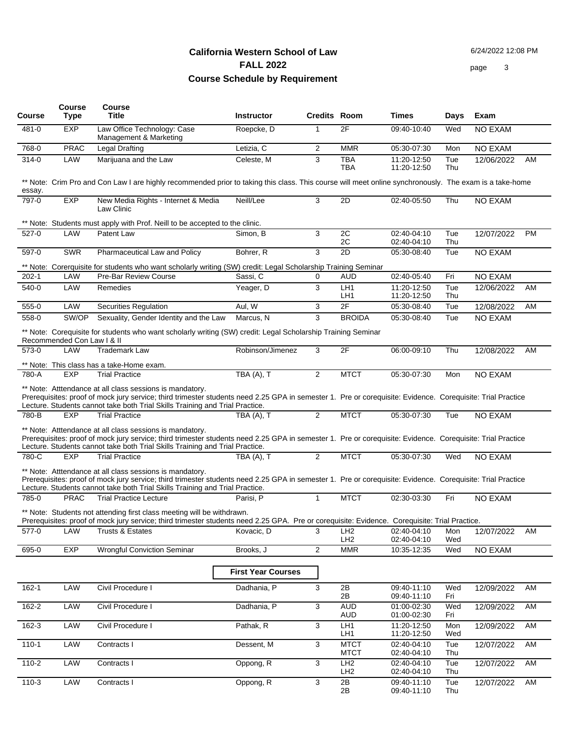# California Western School of Law
## FALL 2022
## Course Schedule by Requirement

| Course | Course Type | Course Title | Instructor | Credits | Room | Times | Days | Exam | |
|---|---|---|---|---|---|---|---|---|---|
| 481-0 | EXP | Law Office Technology: Case Management & Marketing | Roepcke, D | 1 | 2F | 09:40-10:40 | Wed | NO EXAM | |
| 768-0 | PRAC | Legal Drafting | Letizia, C | 2 | MMR | 05:30-07:30 | Mon | NO EXAM | |
| 314-0 | LAW | Marijuana and the Law | Celeste, M | 3 | TBA<br>TBA | 11:20-12:50<br>11:20-12:50 | Tue<br>Thu | 12/06/2022 | AM |
| ** Note: Crim Pro and Con Law I are highly recommended prior to taking this class. This course will meet online synchronously. The exam is a take-home essay. | | | | | | | | | |
| 797-0 | EXP | New Media Rights - Internet & Media Law Clinic | Neill/Lee | 3 | 2D | 02:40-05:50 | Thu | NO EXAM | |
| ** Note: Students must apply with Prof. Neill to be accepted to the clinic. | | | | | | | | | |
| 527-0 | LAW | Patent Law | Simon, B | 3 | 2C<br>2C | 02:40-04:10<br>02:40-04:10 | Tue<br>Thu | 12/07/2022 | PM |
| 597-0 | SWR | Pharmaceutical Law and Policy | Bohrer, R | 3 | 2D | 05:30-08:40 | Tue | NO EXAM | |
| ** Note: Corerquisite for students who want scholarly writing (SW) credit: Legal Scholarship Training Seminar | | | | | | | | | |
| 202-1 | LAW | Pre-Bar Review Course | Sassi, C | 0 | AUD | 02:40-05:40 | Fri | NO EXAM | |
| 540-0 | LAW | Remedies | Yeager, D | 3 | LH1<br>LH1 | 11:20-12:50<br>11:20-12:50 | Tue<br>Thu | 12/06/2022 | AM |
| 555-0 | LAW | Securities Regulation | Aul, W | 3 | 2F | 05:30-08:40 | Tue | 12/08/2022 | AM |
| 558-0 | SW/OP | Sexuality, Gender Identity and the Law | Marcus, N | 3 | BROIDA | 05:30-08:40 | Tue | NO EXAM | |
| ** Note: Corequisite for students who want scholarly writing (SW) credit: Legal Scholarship Training Seminar Recommended Con Law I & II | | | | | | | | | |
| 573-0 | LAW | Trademark Law | Robinson/Jimenez | 3 | 2F | 06:00-09:10 | Thu | 12/08/2022 | AM |
| ** Note: This class has a take-Home exam. | | | | | | | | | |
| 780-A | EXP | Trial Practice | TBA (A), T | 2 | MTCT | 05:30-07:30 | Mon | NO EXAM | |
| ** Note: Atttendance at all class sessions is mandatory. Prerequisites: proof of mock jury service; third trimester students need 2.25 GPA in semester 1. Pre or corequisite: Evidence. Corequisite: Trial Practice Lecture. Students cannot take both Trial Skills Training and Trial Practice. | | | | | | | | | |
| 780-B | EXP | Trial Practice | TBA (A), T | 2 | MTCT | 05:30-07:30 | Tue | NO EXAM | |
| ** Note: Atttendance at all class sessions is mandatory. Prerequisites: proof of mock jury service; third trimester students need 2.25 GPA in semester 1. Pre or corequisite: Evidence. Corequisite: Trial Practice Lecture. Students cannot take both Trial Skills Training and Trial Practice. | | | | | | | | | |
| 780-C | EXP | Trial Practice | TBA (A), T | 2 | MTCT | 05:30-07:30 | Wed | NO EXAM | |
| ** Note: Atttendance at all class sessions is mandatory. Prerequisites: proof of mock jury service; third trimester students need 2.25 GPA in semester 1. Pre or corequisite: Evidence. Corequisite: Trial Practice Lecture. Students cannot take both Trial Skills Training and Trial Practice. | | | | | | | | | |
| 785-0 | PRAC | Trial Practice Lecture | Parisi, P | 1 | MTCT | 02:30-03:30 | Fri | NO EXAM | |
| ** Note: Students not attending first class meeting will be withdrawn. Prerequisites: proof of mock jury service; third trimester students need 2.25 GPA. Pre or corequisite: Evidence. Corequisite: Trial Practice. | | | | | | | | | |
| 577-0 | LAW | Trusts & Estates | Kovacic, D | 3 | LH2<br>LH2 | 02:40-04:10<br>02:40-04:10 | Mon<br>Wed | 12/07/2022 | AM |
| 695-0 | EXP | Wrongful Conviction Seminar | Brooks, J | 2 | MMR | 10:35-12:35 | Wed | NO EXAM | |

**First Year Courses**

| Course | Course Type | Course Title | Instructor | Credits | Room | Times | Days | Exam | |
|---|---|---|---|---|---|---|---|---|---|
| 162-1 | LAW | Civil Procedure I | Dadhania, P | 3 | 2B<br>2B | 09:40-11:10<br>09:40-11:10 | Wed<br>Fri | 12/09/2022 | AM |
| 162-2 | LAW | Civil Procedure I | Dadhania, P | 3 | AUD<br>AUD | 01:00-02:30<br>01:00-02:30 | Wed<br>Fri | 12/09/2022 | AM |
| 162-3 | LAW | Civil Procedure I | Pathak, R | 3 | LH1<br>LH1 | 11:20-12:50<br>11:20-12:50 | Mon<br>Wed | 12/09/2022 | AM |
| 110-1 | LAW | Contracts I | Dessent, M | 3 | MTCT<br>MTCT | 02:40-04:10<br>02:40-04:10 | Tue<br>Thu | 12/07/2022 | AM |
| 110-2 | LAW | Contracts I | Oppong, R | 3 | LH2<br>LH2 | 02:40-04:10<br>02:40-04:10 | Tue<br>Thu | 12/07/2022 | AM |
| 110-3 | LAW | Contracts I | Oppong, R | 3 | 2B<br>2B | 09:40-11:10<br>09:40-11:10 | Tue<br>Thu | 12/07/2022 | AM |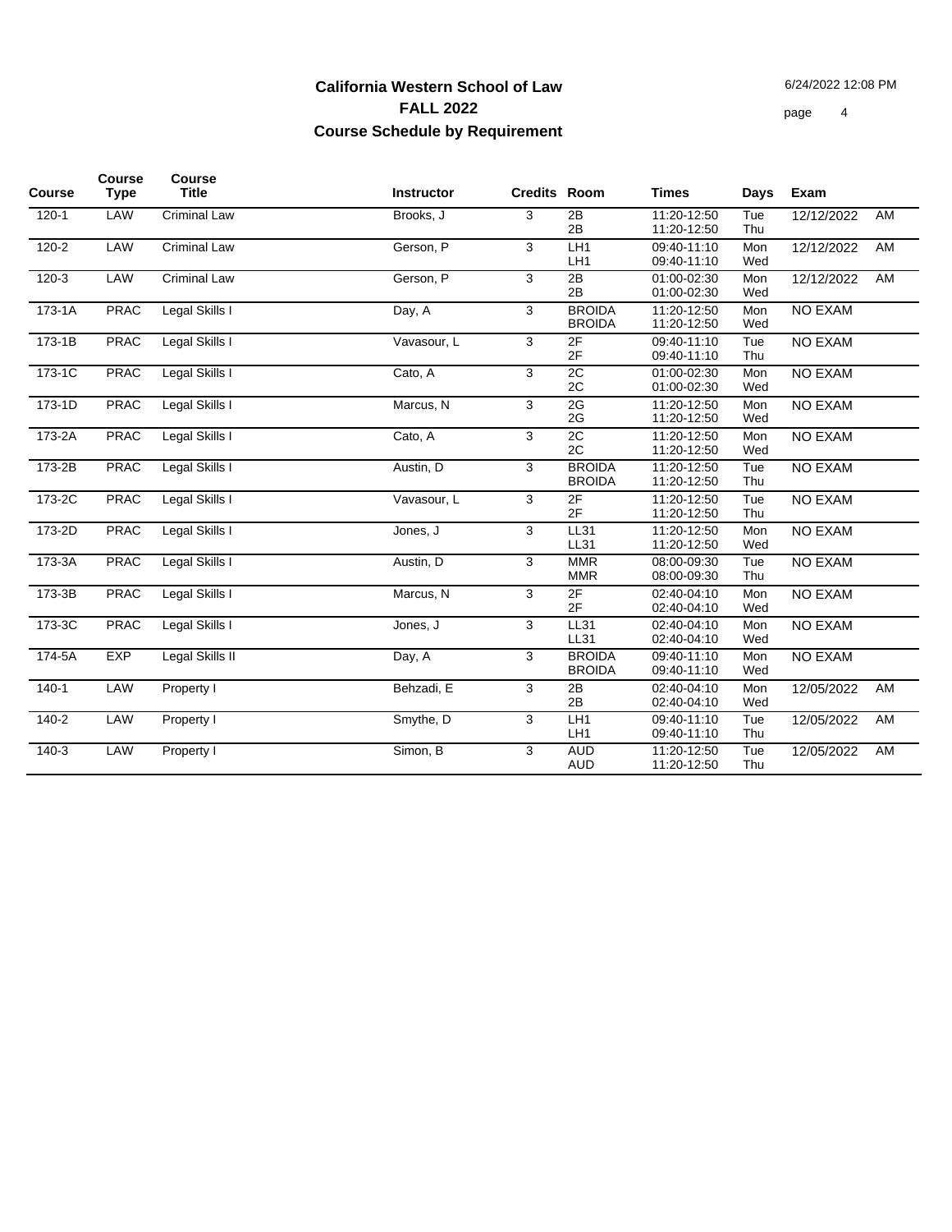# California Western School of Law

## FALL 2022

## Course Schedule by Requirement

| Course | Course Type | Course Title | Instructor | Credits | Room | Times | Days | Exam | |
|---|---|---|---|---|---|---|---|---|---|
| 120-1 | LAW | Criminal Law | Brooks, J | 3 | 2B<br>2B | 11:20-12:50<br>11:20-12:50 | Tue<br>Thu | 12/12/2022 | AM |
| 120-2 | LAW | Criminal Law | Gerson, P | 3 | LH1<br>LH1 | 09:40-11:10<br>09:40-11:10 | Mon<br>Wed | 12/12/2022 | AM |
| 120-3 | LAW | Criminal Law | Gerson, P | 3 | 2B<br>2B | 01:00-02:30<br>01:00-02:30 | Mon<br>Wed | 12/12/2022 | AM |
| 173-1A | PRAC | Legal Skills I | Day, A | 3 | BROIDA<br>BROIDA | 11:20-12:50<br>11:20-12:50 | Mon<br>Wed | NO EXAM | |
| 173-1B | PRAC | Legal Skills I | Vavasour, L | 3 | 2F<br>2F | 09:40-11:10<br>09:40-11:10 | Tue<br>Thu | NO EXAM | |
| 173-1C | PRAC | Legal Skills I | Cato, A | 3 | 2C<br>2C | 01:00-02:30<br>01:00-02:30 | Mon<br>Wed | NO EXAM | |
| 173-1D | PRAC | Legal Skills I | Marcus, N | 3 | 2G<br>2G | 11:20-12:50<br>11:20-12:50 | Mon<br>Wed | NO EXAM | |
| 173-2A | PRAC | Legal Skills I | Cato, A | 3 | 2C<br>2C | 11:20-12:50<br>11:20-12:50 | Mon<br>Wed | NO EXAM | |
| 173-2B | PRAC | Legal Skills I | Austin, D | 3 | BROIDA<br>BROIDA | 11:20-12:50<br>11:20-12:50 | Tue<br>Thu | NO EXAM | |
| 173-2C | PRAC | Legal Skills I | Vavasour, L | 3 | 2F<br>2F | 11:20-12:50<br>11:20-12:50 | Tue<br>Thu | NO EXAM | |
| 173-2D | PRAC | Legal Skills I | Jones, J | 3 | LL31<br>LL31 | 11:20-12:50<br>11:20-12:50 | Mon<br>Wed | NO EXAM | |
| 173-3A | PRAC | Legal Skills I | Austin, D | 3 | MMR<br>MMR | 08:00-09:30<br>08:00-09:30 | Tue<br>Thu | NO EXAM | |
| 173-3B | PRAC | Legal Skills I | Marcus, N | 3 | 2F<br>2F | 02:40-04:10<br>02:40-04:10 | Mon<br>Wed | NO EXAM | |
| 173-3C | PRAC | Legal Skills I | Jones, J | 3 | LL31<br>LL31 | 02:40-04:10<br>02:40-04:10 | Mon<br>Wed | NO EXAM | |
| 174-5A | EXP | Legal Skills II | Day, A | 3 | BROIDA<br>BROIDA | 09:40-11:10<br>09:40-11:10 | Mon<br>Wed | NO EXAM | |
| 140-1 | LAW | Property I | Behzadi, E | 3 | 2B<br>2B | 02:40-04:10<br>02:40-04:10 | Mon<br>Wed | 12/05/2022 | AM |
| 140-2 | LAW | Property I | Smythe, D | 3 | LH1<br>LH1 | 09:40-11:10<br>09:40-11:10 | Tue<br>Thu | 12/05/2022 | AM |
| 140-3 | LAW | Property I | Simon, B | 3 | AUD<br>AUD | 11:20-12:50<br>11:20-12:50 | Tue<br>Thu | 12/05/2022 | AM |